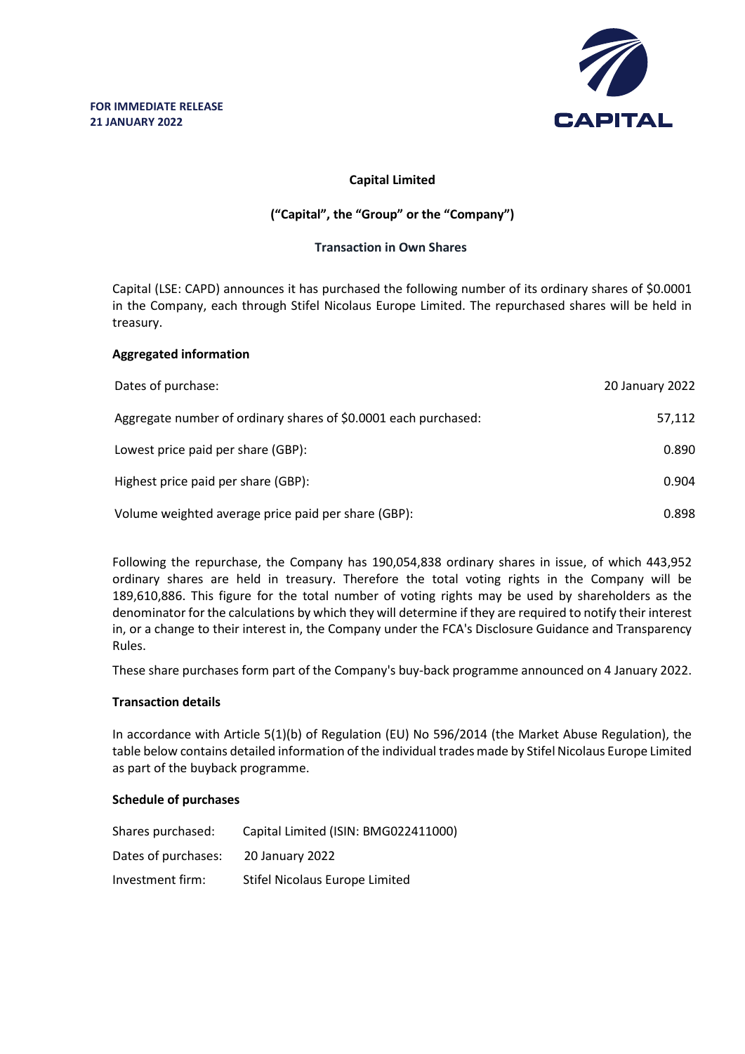**FOR IMMEDIATE RELEASE**
**21 JANUARY 2022**

CAPITAL

**Capital Limited**

**("Capital", the "Group" or the "Company")**

**Transaction in Own Shares**

Capital (LSE: CAPD) announces it has purchased the following number of its ordinary shares of $0.0001 in the Company, each through Stifel Nicolaus Europe Limited. The repurchased shares will be held in treasury.

**Aggregated information**

| | |
|---|---|
| Dates of purchase: | 20 January 2022 |
| Aggregate number of ordinary shares of $0.0001 each purchased: | 57,112 |
| Lowest price paid per share (GBP): | 0.890 |
| Highest price paid per share (GBP): | 0.904 |
| Volume weighted average price paid per share (GBP): | 0.898 |

Following the repurchase, the Company has 190,054,838 ordinary shares in issue, of which 443,952 ordinary shares are held in treasury. Therefore the total voting rights in the Company will be 189,610,886. This figure for the total number of voting rights may be used by shareholders as the denominator for the calculations by which they will determine if they are required to notify their interest in, or a change to their interest in, the Company under the FCA's Disclosure Guidance and Transparency Rules.

These share purchases form part of the Company's buy-back programme announced on 4 January 2022.

**Transaction details**

In accordance with Article 5(1)(b) of Regulation (EU) No 596/2014 (the Market Abuse Regulation), the table below contains detailed information of the individual trades made by Stifel Nicolaus Europe Limited as part of the buyback programme.

**Schedule of purchases**

| | |
|---|---|
| Shares purchased: | Capital Limited (ISIN: BMG022411000) |
| Dates of purchases: | 20 January 2022 |
| Investment firm: | Stifel Nicolaus Europe Limited |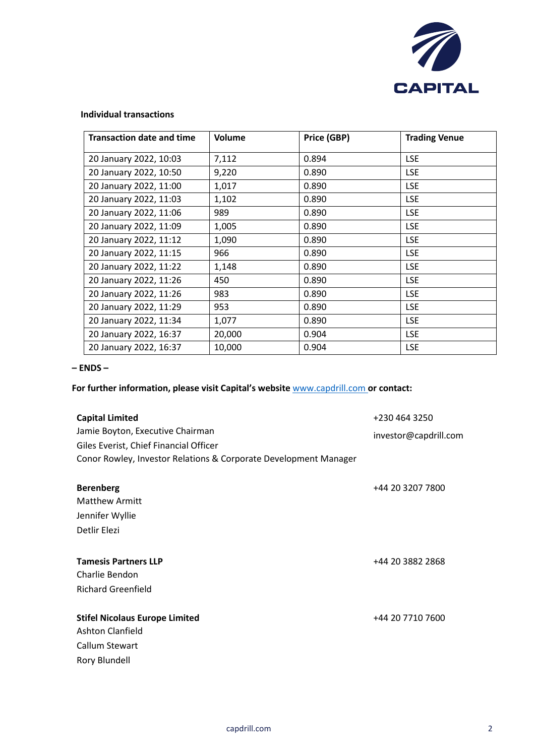**Individual transactions**

| Transaction date and time | Volume | Price (GBP) | Trading Venue |
|---|---|---|---|
| 20 January 2022, 10:03 | 7,112 | 0.894 | LSE |
| 20 January 2022, 10:50 | 9,220 | 0.890 | LSE |
| 20 January 2022, 11:00 | 1,017 | 0.890 | LSE |
| 20 January 2022, 11:03 | 1,102 | 0.890 | LSE |
| 20 January 2022, 11:06 | 989 | 0.890 | LSE |
| 20 January 2022, 11:09 | 1,005 | 0.890 | LSE |
| 20 January 2022, 11:12 | 1,090 | 0.890 | LSE |
| 20 January 2022, 11:15 | 966 | 0.890 | LSE |
| 20 January 2022, 11:22 | 1,148 | 0.890 | LSE |
| 20 January 2022, 11:26 | 450 | 0.890 | LSE |
| 20 January 2022, 11:26 | 983 | 0.890 | LSE |
| 20 January 2022, 11:29 | 953 | 0.890 | LSE |
| 20 January 2022, 11:34 | 1,077 | 0.890 | LSE |
| 20 January 2022, 16:37 | 20,000 | 0.904 | LSE |
| 20 January 2022, 16:37 | 10,000 | 0.904 | LSE |

**– ENDS –**

**For further information, please visit Capital's website** www.capdrill.com **or contact:**

**Capital Limited** — +230 464 3250
Jamie Boyton, Executive Chairman — investor@capdrill.com
Giles Everist, Chief Financial Officer
Conor Rowley, Investor Relations & Corporate Development Manager

**Berenberg** — +44 20 3207 7800
Matthew Armitt
Jennifer Wyllie
Detlir Elezi

**Tamesis Partners LLP** — +44 20 3882 2868
Charlie Bendon
Richard Greenfield

**Stifel Nicolaus Europe Limited** — +44 20 7710 7600
Ashton Clanfield
Callum Stewart
Rory Blundell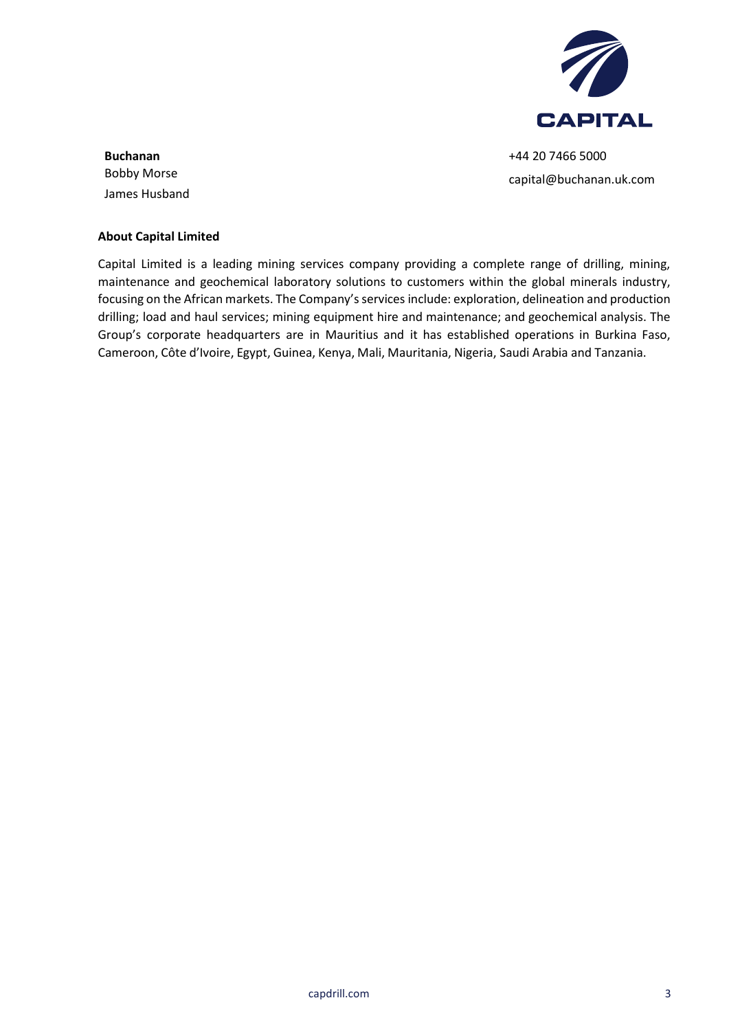**Buchanan**
Bobby Morse
James Husband

+44 20 7466 5000
capital@buchanan.uk.com

**About Capital Limited**

Capital Limited is a leading mining services company providing a complete range of drilling, mining, maintenance and geochemical laboratory solutions to customers within the global minerals industry, focusing on the African markets. The Company's services include: exploration, delineation and production drilling; load and haul services; mining equipment hire and maintenance; and geochemical analysis. The Group's corporate headquarters are in Mauritius and it has established operations in Burkina Faso, Cameroon, Côte d'Ivoire, Egypt, Guinea, Kenya, Mali, Mauritania, Nigeria, Saudi Arabia and Tanzania.